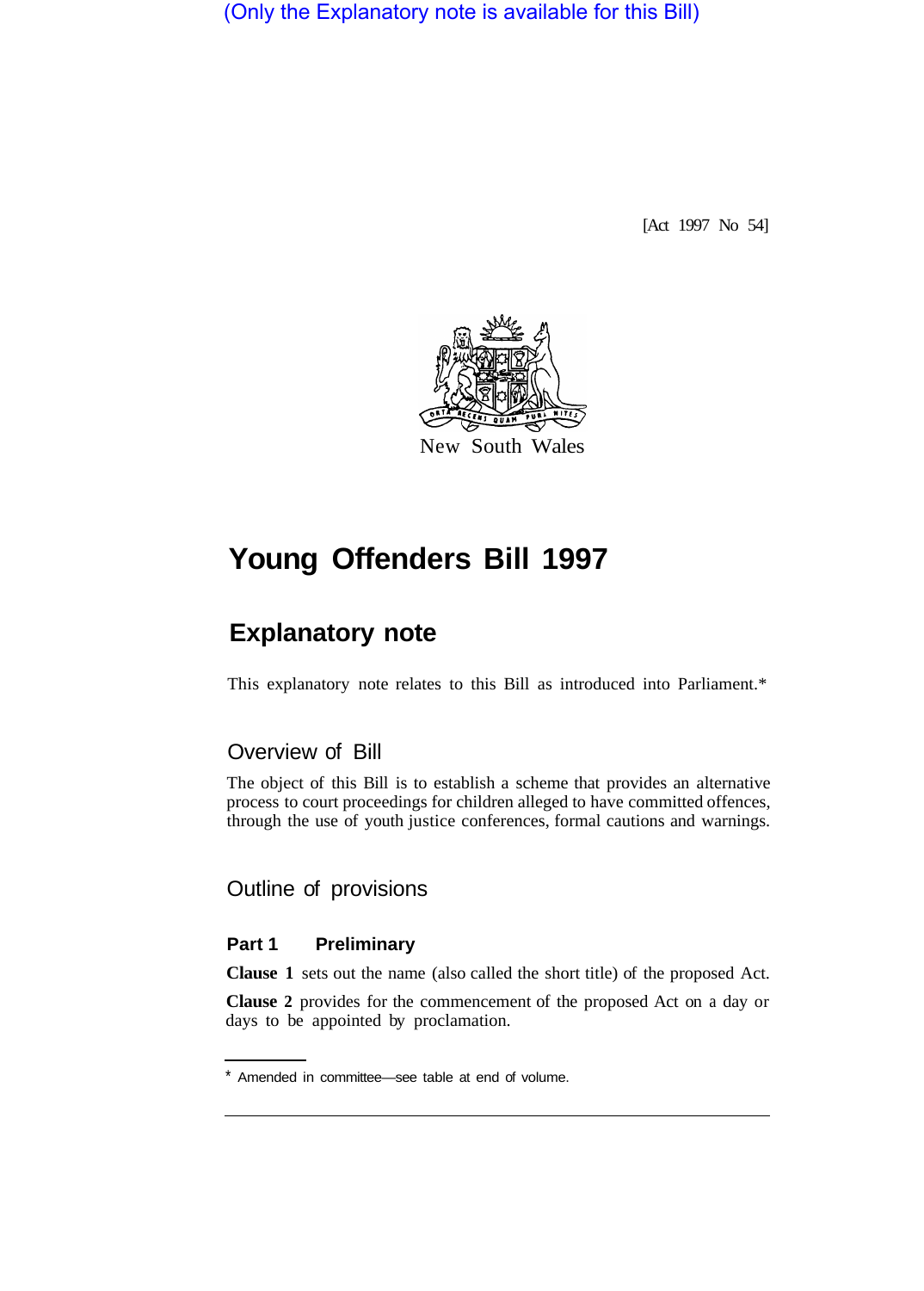(Only the Explanatory note is available for this Bill)

[Act 1997 No 54]

New South Wales

# Young Offenders Bill 1997

## Explanatory note

This explanatory note relates to this Bill as introduced into Parliament.*

### Overview of Bill

The object of this Bill is to establish a scheme that provides an alternative process to court proceedings for children alleged to have committed offences, through the use of youth justice conferences, formal cautions and warnings.

### Outline of provisions

#### Part 1 Preliminary

**Clause 1** sets out the name (also called the short title) of the proposed Act.

**Clause 2** provides for the commencement of the proposed Act on a day or days to be appointed by proclamation.

* Amended in committee—see table at end of volume.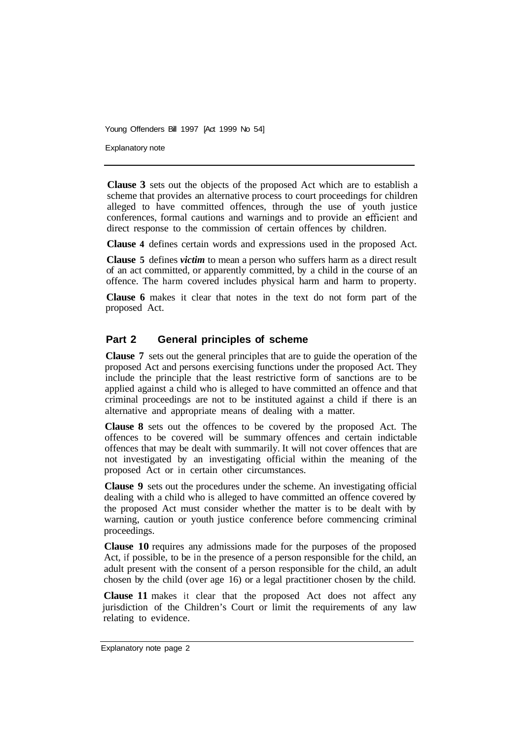**Clause 3** sets out the objects of the proposed Act which are to establish a scheme that provides an alternative process to court proceedings for children alleged to have committed offences, through the use of youth justice conferences, formal cautions and warnings and to provide an efficient and direct response to the commission of certain offences by children.

**Clause 4** defines certain words and expressions used in the proposed Act.

**Clause 5** defines ***victim*** to mean a person who suffers harm as a direct result of an act committed, or apparently committed, by a child in the course of an offence. The harm covered includes physical harm and harm to property.

**Clause 6** makes it clear that notes in the text do not form part of the proposed Act.

## Part 2 General principles of scheme

**Clause 7** sets out the general principles that are to guide the operation of the proposed Act and persons exercising functions under the proposed Act. They include the principle that the least restrictive form of sanctions are to be applied against a child who is alleged to have committed an offence and that criminal proceedings are not to be instituted against a child if there is an alternative and appropriate means of dealing with a matter.

**Clause 8** sets out the offences to be covered by the proposed Act. The offences to be covered will be summary offences and certain indictable offences that may be dealt with summarily. It will not cover offences that are not investigated by an investigating official within the meaning of the proposed Act or in certain other circumstances.

**Clause 9** sets out the procedures under the scheme. An investigating official dealing with a child who is alleged to have committed an offence covered by the proposed Act must consider whether the matter is to be dealt with by warning, caution or youth justice conference before commencing criminal proceedings.

**Clause 10** requires any admissions made for the purposes of the proposed Act, if possible, to be in the presence of a person responsible for the child, an adult present with the consent of a person responsible for the child, an adult chosen by the child (over age 16) or a legal practitioner chosen by the child.

**Clause 11** makes it clear that the proposed Act does not affect any jurisdiction of the Children's Court or limit the requirements of any law relating to evidence.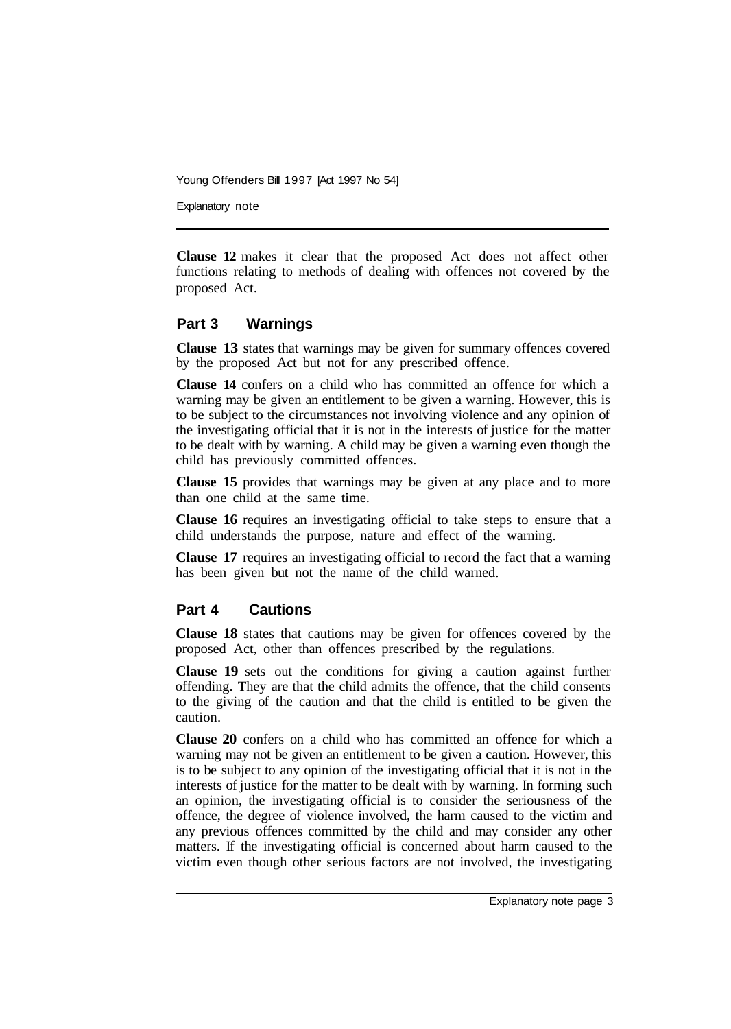**Clause 12** makes it clear that the proposed Act does not affect other functions relating to methods of dealing with offences not covered by the proposed Act.

## Part 3 Warnings

**Clause 13** states that warnings may be given for summary offences covered by the proposed Act but not for any prescribed offence.

**Clause 14** confers on a child who has committed an offence for which a warning may be given an entitlement to be given a warning. However, this is to be subject to the circumstances not involving violence and any opinion of the investigating official that it is not in the interests of justice for the matter to be dealt with by warning. A child may be given a warning even though the child has previously committed offences.

**Clause 15** provides that warnings may be given at any place and to more than one child at the same time.

**Clause 16** requires an investigating official to take steps to ensure that a child understands the purpose, nature and effect of the warning.

**Clause 17** requires an investigating official to record the fact that a warning has been given but not the name of the child warned.

## Part 4 Cautions

**Clause 18** states that cautions may be given for offences covered by the proposed Act, other than offences prescribed by the regulations.

**Clause 19** sets out the conditions for giving a caution against further offending. They are that the child admits the offence, that the child consents to the giving of the caution and that the child is entitled to be given the caution.

**Clause 20** confers on a child who has committed an offence for which a warning may not be given an entitlement to be given a caution. However, this is to be subject to any opinion of the investigating official that it is not in the interests of justice for the matter to be dealt with by warning. In forming such an opinion, the investigating official is to consider the seriousness of the offence, the degree of violence involved, the harm caused to the victim and any previous offences committed by the child and may consider any other matters. If the investigating official is concerned about harm caused to the victim even though other serious factors are not involved, the investigating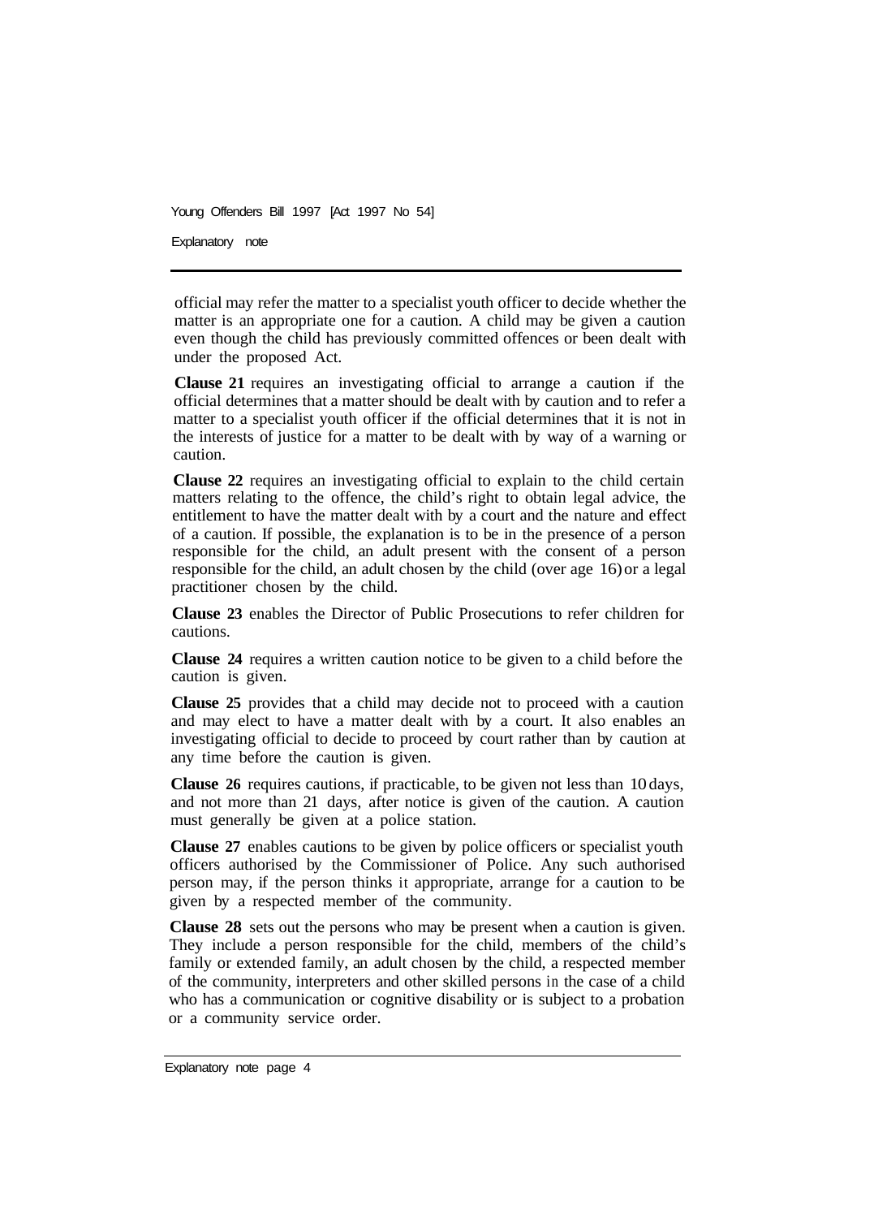official may refer the matter to a specialist youth officer to decide whether the matter is an appropriate one for a caution. A child may be given a caution even though the child has previously committed offences or been dealt with under the proposed Act.

**Clause 21** requires an investigating official to arrange a caution if the official determines that a matter should be dealt with by caution and to refer a matter to a specialist youth officer if the official determines that it is not in the interests of justice for a matter to be dealt with by way of a warning or caution.

**Clause 22** requires an investigating official to explain to the child certain matters relating to the offence, the child's right to obtain legal advice, the entitlement to have the matter dealt with by a court and the nature and effect of a caution. If possible, the explanation is to be in the presence of a person responsible for the child, an adult present with the consent of a person responsible for the child, an adult chosen by the child (over age 16) or a legal practitioner chosen by the child.

**Clause 23** enables the Director of Public Prosecutions to refer children for cautions.

**Clause 24** requires a written caution notice to be given to a child before the caution is given.

**Clause 25** provides that a child may decide not to proceed with a caution and may elect to have a matter dealt with by a court. It also enables an investigating official to decide to proceed by court rather than by caution at any time before the caution is given.

**Clause 26** requires cautions, if practicable, to be given not less than 10 days, and not more than 21 days, after notice is given of the caution. A caution must generally be given at a police station.

**Clause 27** enables cautions to be given by police officers or specialist youth officers authorised by the Commissioner of Police. Any such authorised person may, if the person thinks it appropriate, arrange for a caution to be given by a respected member of the community.

**Clause 28** sets out the persons who may be present when a caution is given. They include a person responsible for the child, members of the child's family or extended family, an adult chosen by the child, a respected member of the community, interpreters and other skilled persons in the case of a child who has a communication or cognitive disability or is subject to a probation or a community service order.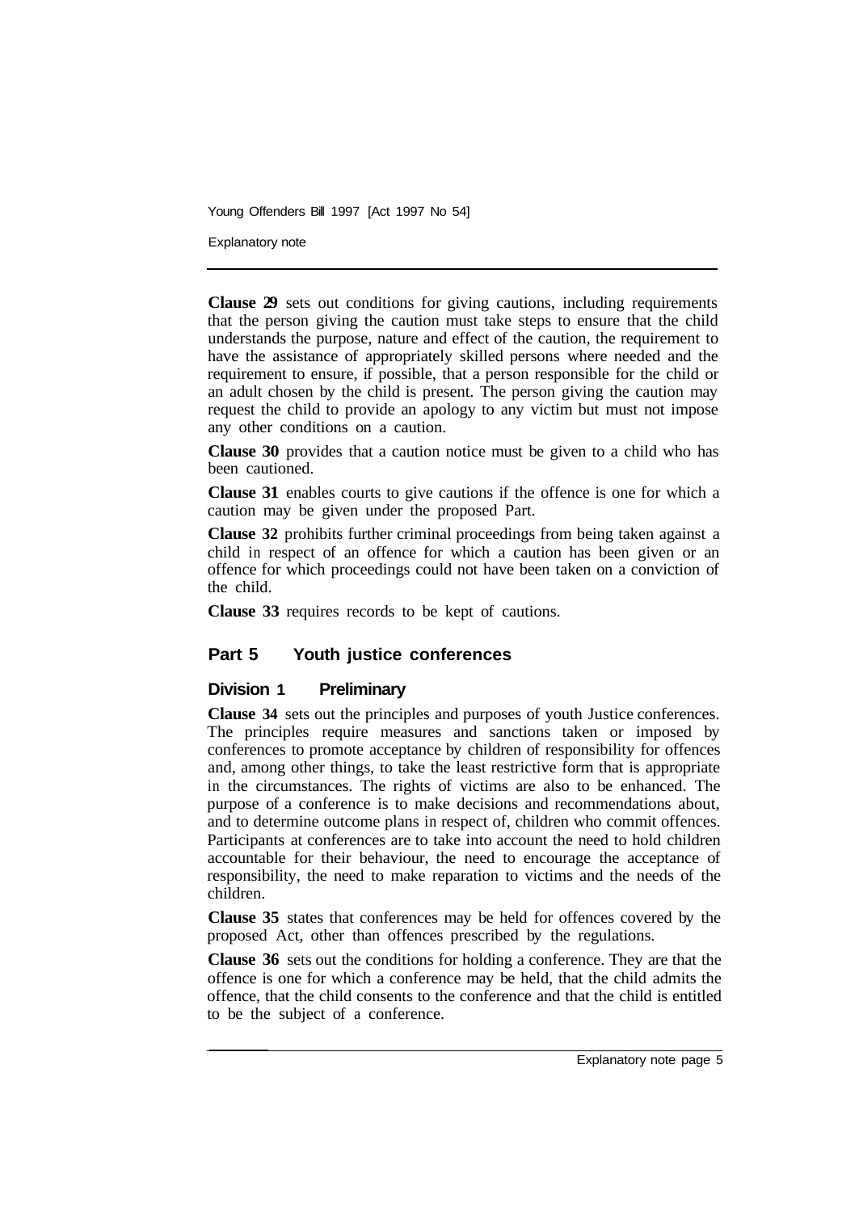**Clause 29** sets out conditions for giving cautions, including requirements that the person giving the caution must take steps to ensure that the child understands the purpose, nature and effect of the caution, the requirement to have the assistance of appropriately skilled persons where needed and the requirement to ensure, if possible, that a person responsible for the child or an adult chosen by the child is present. The person giving the caution may request the child to provide an apology to any victim but must not impose any other conditions on a caution.

**Clause 30** provides that a caution notice must be given to a child who has been cautioned.

**Clause 31** enables courts to give cautions if the offence is one for which a caution may be given under the proposed Part.

**Clause 32** prohibits further criminal proceedings from being taken against a child in respect of an offence for which a caution has been given or an offence for which proceedings could not have been taken on a conviction of the child.

**Clause 33** requires records to be kept of cautions.

## Part 5 Youth justice conferences

### Division 1 Preliminary

**Clause 34** sets out the principles and purposes of youth Justice conferences. The principles require measures and sanctions taken or imposed by conferences to promote acceptance by children of responsibility for offences and, among other things, to take the least restrictive form that is appropriate in the circumstances. The rights of victims are also to be enhanced. The purpose of a conference is to make decisions and recommendations about, and to determine outcome plans in respect of, children who commit offences. Participants at conferences are to take into account the need to hold children accountable for their behaviour, the need to encourage the acceptance of responsibility, the need to make reparation to victims and the needs of the children.

**Clause 35** states that conferences may be held for offences covered by the proposed Act, other than offences prescribed by the regulations.

**Clause 36** sets out the conditions for holding a conference. They are that the offence is one for which a conference may be held, that the child admits the offence, that the child consents to the conference and that the child is entitled to be the subject of a conference.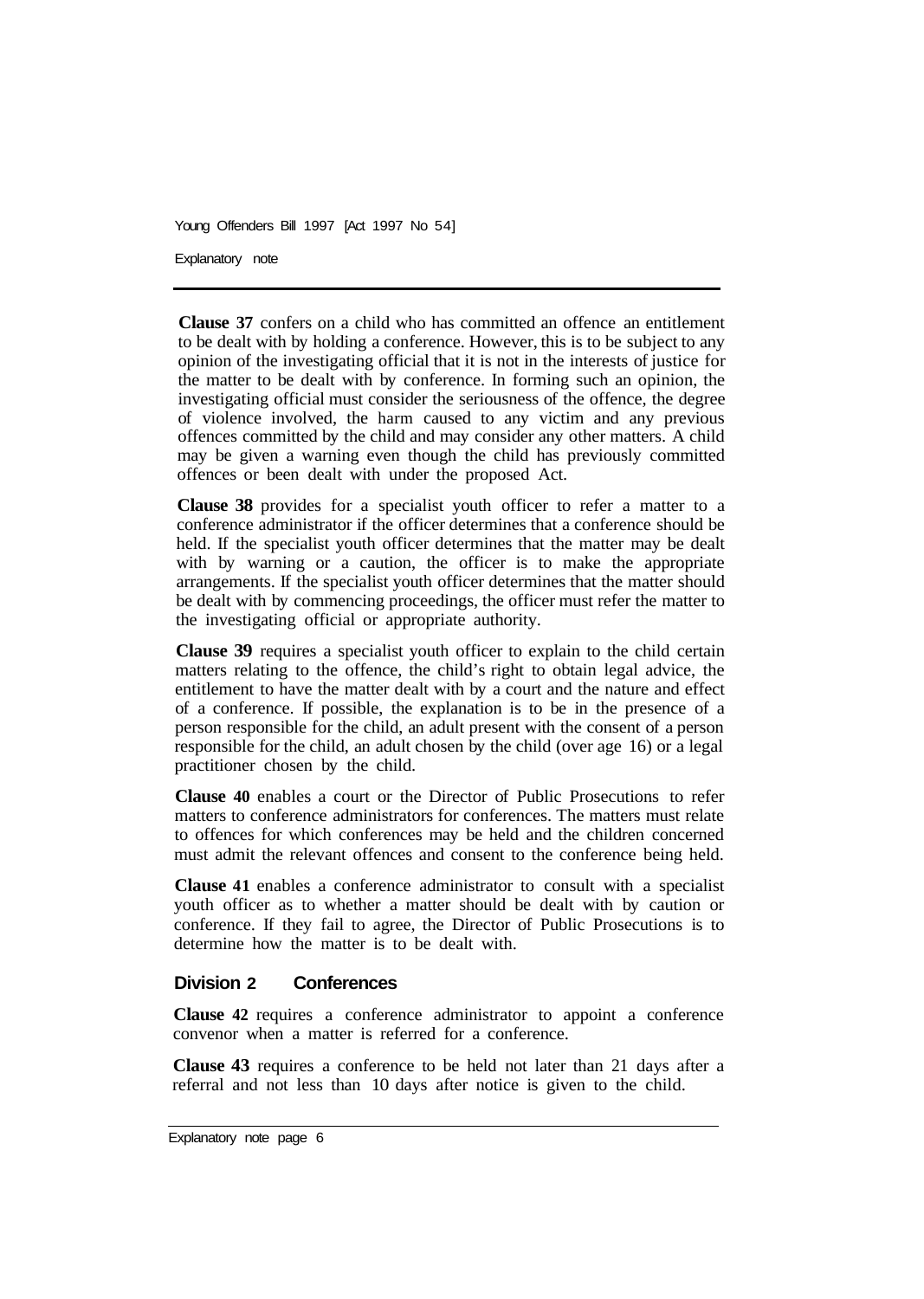**Clause 37** confers on a child who has committed an offence an entitlement to be dealt with by holding a conference. However, this is to be subject to any opinion of the investigating official that it is not in the interests of justice for the matter to be dealt with by conference. In forming such an opinion, the investigating official must consider the seriousness of the offence, the degree of violence involved, the harm caused to any victim and any previous offences committed by the child and may consider any other matters. A child may be given a warning even though the child has previously committed offences or been dealt with under the proposed Act.

**Clause 38** provides for a specialist youth officer to refer a matter to a conference administrator if the officer determines that a conference should be held. If the specialist youth officer determines that the matter may be dealt with by warning or a caution, the officer is to make the appropriate arrangements. If the specialist youth officer determines that the matter should be dealt with by commencing proceedings, the officer must refer the matter to the investigating official or appropriate authority.

**Clause 39** requires a specialist youth officer to explain to the child certain matters relating to the offence, the child's right to obtain legal advice, the entitlement to have the matter dealt with by a court and the nature and effect of a conference. If possible, the explanation is to be in the presence of a person responsible for the child, an adult present with the consent of a person responsible for the child, an adult chosen by the child (over age 16) or a legal practitioner chosen by the child.

**Clause 40** enables a court or the Director of Public Prosecutions to refer matters to conference administrators for conferences. The matters must relate to offences for which conferences may be held and the children concerned must admit the relevant offences and consent to the conference being held.

**Clause 41** enables a conference administrator to consult with a specialist youth officer as to whether a matter should be dealt with by caution or conference. If they fail to agree, the Director of Public Prosecutions is to determine how the matter is to be dealt with.

### Division 2 Conferences

**Clause 42** requires a conference administrator to appoint a conference convenor when a matter is referred for a conference.

**Clause 43** requires a conference to be held not later than 21 days after a referral and not less than 10 days after notice is given to the child.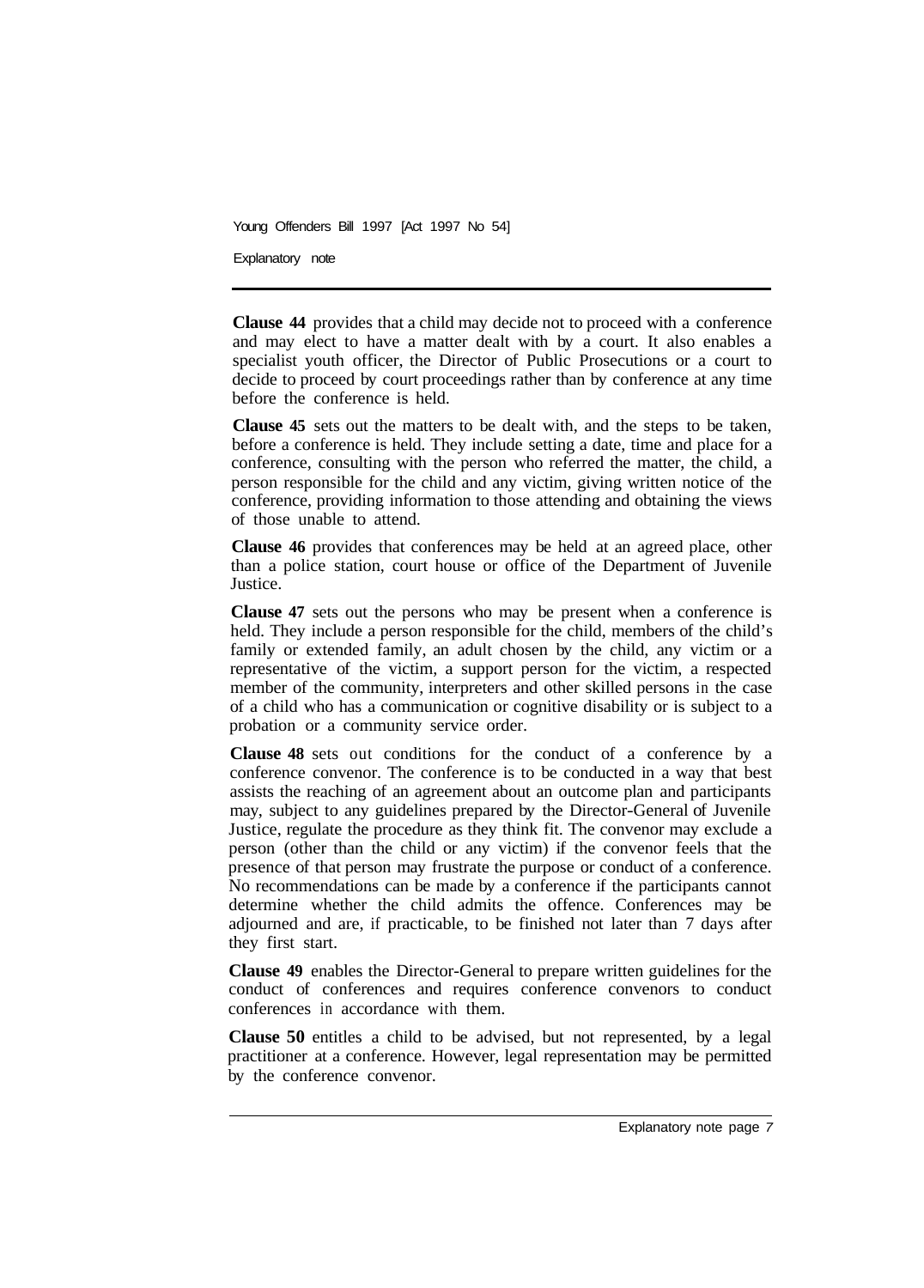**Clause 44** provides that a child may decide not to proceed with a conference and may elect to have a matter dealt with by a court. It also enables a specialist youth officer, the Director of Public Prosecutions or a court to decide to proceed by court proceedings rather than by conference at any time before the conference is held.

**Clause 45** sets out the matters to be dealt with, and the steps to be taken, before a conference is held. They include setting a date, time and place for a conference, consulting with the person who referred the matter, the child, a person responsible for the child and any victim, giving written notice of the conference, providing information to those attending and obtaining the views of those unable to attend.

**Clause 46** provides that conferences may be held at an agreed place, other than a police station, court house or office of the Department of Juvenile Justice.

**Clause 47** sets out the persons who may be present when a conference is held. They include a person responsible for the child, members of the child's family or extended family, an adult chosen by the child, any victim or a representative of the victim, a support person for the victim, a respected member of the community, interpreters and other skilled persons in the case of a child who has a communication or cognitive disability or is subject to a probation or a community service order.

**Clause 48** sets out conditions for the conduct of a conference by a conference convenor. The conference is to be conducted in a way that best assists the reaching of an agreement about an outcome plan and participants may, subject to any guidelines prepared by the Director-General of Juvenile Justice, regulate the procedure as they think fit. The convenor may exclude a person (other than the child or any victim) if the convenor feels that the presence of that person may frustrate the purpose or conduct of a conference. No recommendations can be made by a conference if the participants cannot determine whether the child admits the offence. Conferences may be adjourned and are, if practicable, to be finished not later than 7 days after they first start.

**Clause 49** enables the Director-General to prepare written guidelines for the conduct of conferences and requires conference convenors to conduct conferences in accordance with them.

**Clause 50** entitles a child to be advised, but not represented, by a legal practitioner at a conference. However, legal representation may be permitted by the conference convenor.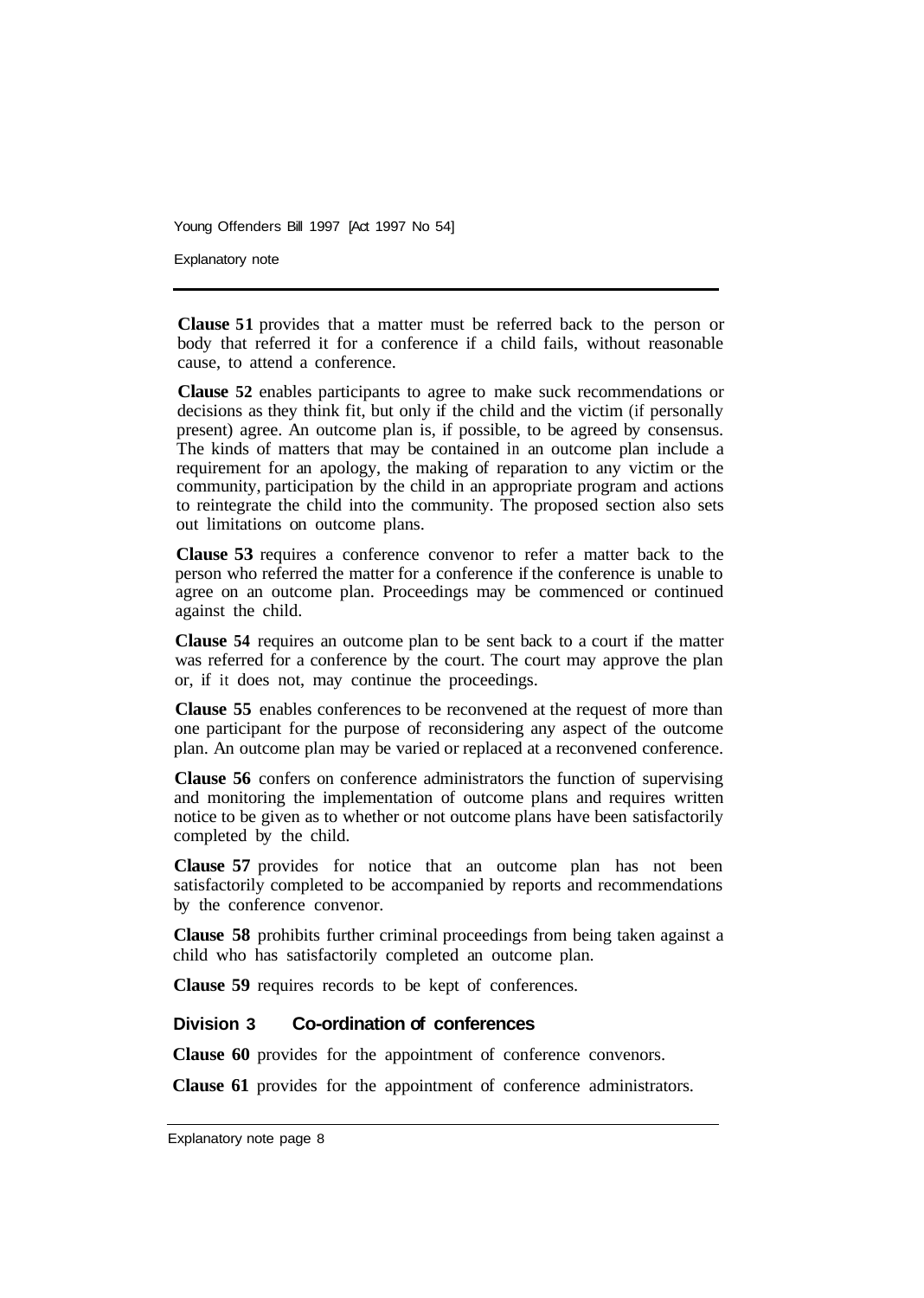**Clause 51** provides that a matter must be referred back to the person or body that referred it for a conference if a child fails, without reasonable cause, to attend a conference.

**Clause 52** enables participants to agree to make suck recommendations or decisions as they think fit, but only if the child and the victim (if personally present) agree. An outcome plan is, if possible, to be agreed by consensus. The kinds of matters that may be contained in an outcome plan include a requirement for an apology, the making of reparation to any victim or the community, participation by the child in an appropriate program and actions to reintegrate the child into the community. The proposed section also sets out limitations on outcome plans.

**Clause 53** requires a conference convenor to refer a matter back to the person who referred the matter for a conference if the conference is unable to agree on an outcome plan. Proceedings may be commenced or continued against the child.

**Clause 54** requires an outcome plan to be sent back to a court if the matter was referred for a conference by the court. The court may approve the plan or, if it does not, may continue the proceedings.

**Clause 55** enables conferences to be reconvened at the request of more than one participant for the purpose of reconsidering any aspect of the outcome plan. An outcome plan may be varied or replaced at a reconvened conference.

**Clause 56** confers on conference administrators the function of supervising and monitoring the implementation of outcome plans and requires written notice to be given as to whether or not outcome plans have been satisfactorily completed by the child.

**Clause 57** provides for notice that an outcome plan has not been satisfactorily completed to be accompanied by reports and recommendations by the conference convenor.

**Clause 58** prohibits further criminal proceedings from being taken against a child who has satisfactorily completed an outcome plan.

**Clause 59** requires records to be kept of conferences.

### Division 3 Co-ordination of conferences

**Clause 60** provides for the appointment of conference convenors.

**Clause 61** provides for the appointment of conference administrators.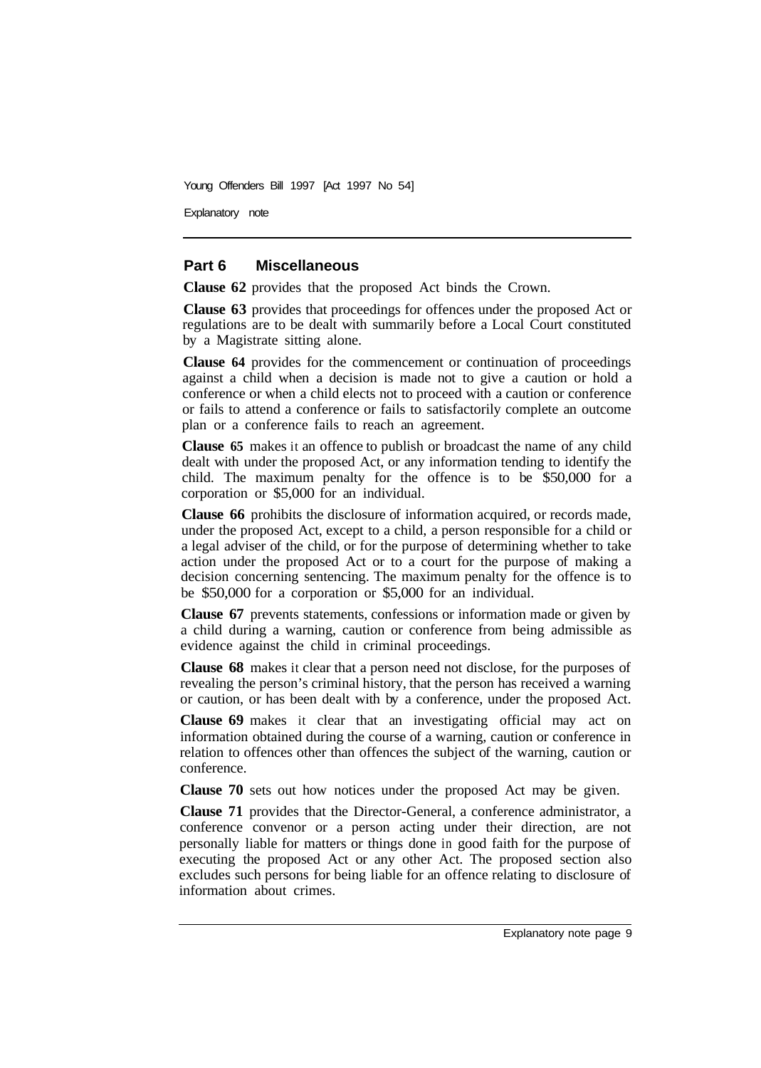## Part 6 Miscellaneous

**Clause 62** provides that the proposed Act binds the Crown.

**Clause 63** provides that proceedings for offences under the proposed Act or regulations are to be dealt with summarily before a Local Court constituted by a Magistrate sitting alone.

**Clause 64** provides for the commencement or continuation of proceedings against a child when a decision is made not to give a caution or hold a conference or when a child elects not to proceed with a caution or conference or fails to attend a conference or fails to satisfactorily complete an outcome plan or a conference fails to reach an agreement.

**Clause 65** makes it an offence to publish or broadcast the name of any child dealt with under the proposed Act, or any information tending to identify the child. The maximum penalty for the offence is to be $50,000 for a corporation or $5,000 for an individual.

**Clause 66** prohibits the disclosure of information acquired, or records made, under the proposed Act, except to a child, a person responsible for a child or a legal adviser of the child, or for the purpose of determining whether to take action under the proposed Act or to a court for the purpose of making a decision concerning sentencing. The maximum penalty for the offence is to be $50,000 for a corporation or $5,000 for an individual.

**Clause 67** prevents statements, confessions or information made or given by a child during a warning, caution or conference from being admissible as evidence against the child in criminal proceedings.

**Clause 68** makes it clear that a person need not disclose, for the purposes of revealing the person's criminal history, that the person has received a warning or caution, or has been dealt with by a conference, under the proposed Act.

**Clause 69** makes it clear that an investigating official may act on information obtained during the course of a warning, caution or conference in relation to offences other than offences the subject of the warning, caution or conference.

**Clause 70** sets out how notices under the proposed Act may be given.

**Clause 71** provides that the Director-General, a conference administrator, a conference convenor or a person acting under their direction, are not personally liable for matters or things done in good faith for the purpose of executing the proposed Act or any other Act. The proposed section also excludes such persons for being liable for an offence relating to disclosure of information about crimes.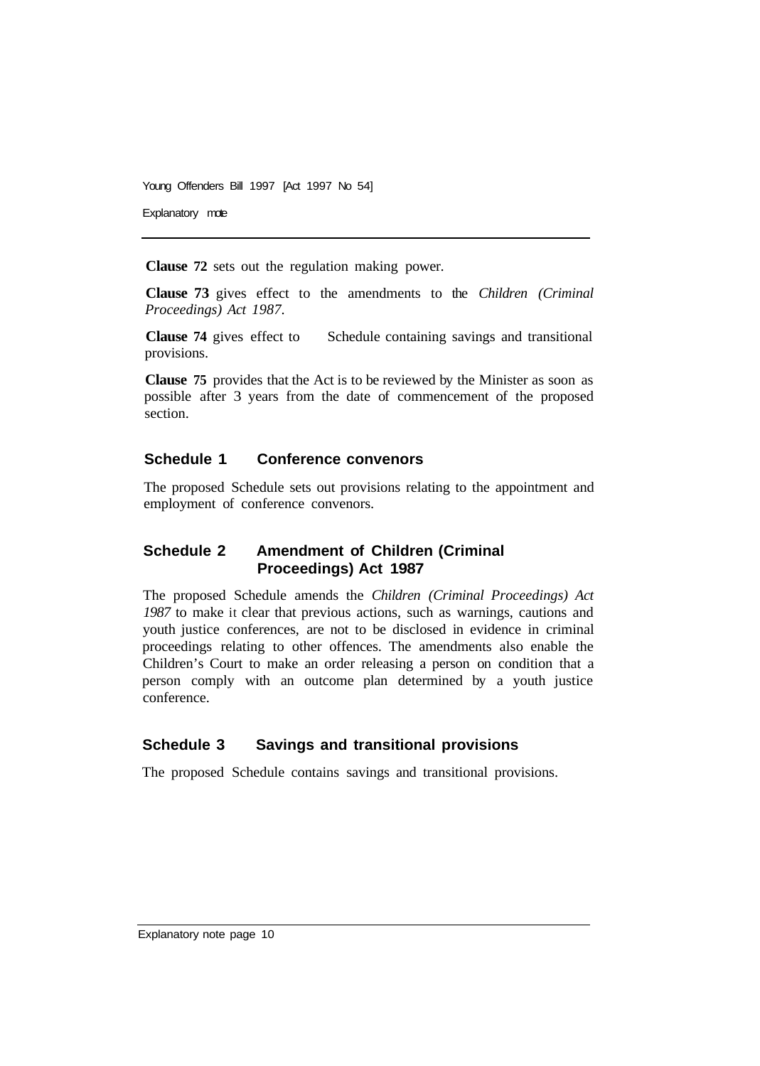**Clause 72** sets out the regulation making power.

**Clause 73** gives effect to the amendments to the *Children (Criminal Proceedings) Act 1987*.

**Clause 74** gives effect to Schedule containing savings and transitional provisions.

**Clause 75** provides that the Act is to be reviewed by the Minister as soon as possible after 3 years from the date of commencement of the proposed section.

## Schedule 1 Conference convenors

The proposed Schedule sets out provisions relating to the appointment and employment of conference convenors.

## Schedule 2 Amendment of Children (Criminal Proceedings) Act 1987

The proposed Schedule amends the *Children (Criminal Proceedings) Act 1987* to make it clear that previous actions, such as warnings, cautions and youth justice conferences, are not to be disclosed in evidence in criminal proceedings relating to other offences. The amendments also enable the Children's Court to make an order releasing a person on condition that a person comply with an outcome plan determined by a youth justice conference.

## Schedule 3 Savings and transitional provisions

The proposed Schedule contains savings and transitional provisions.